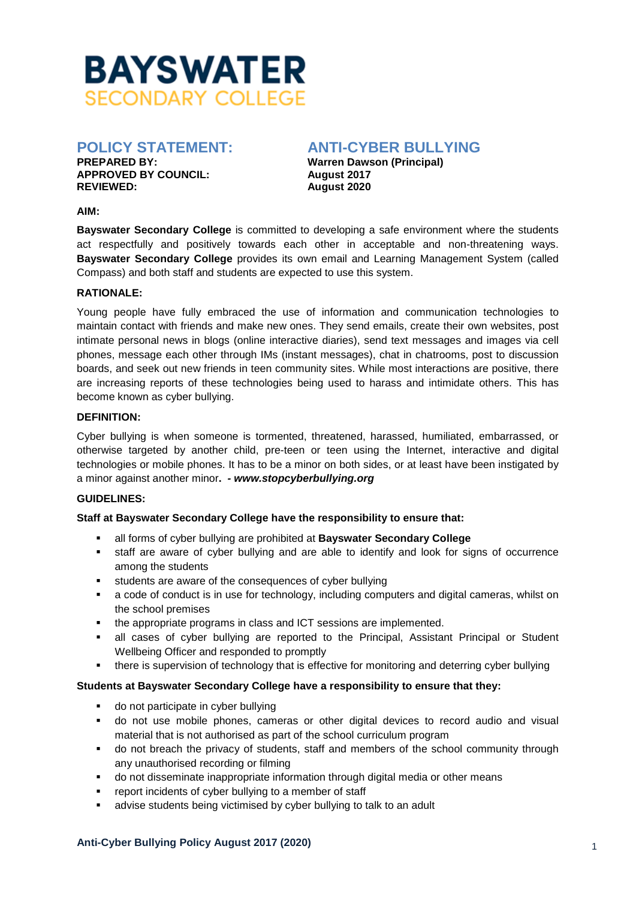# BAYSWATER
## SECONDARY COLLEGE

## POLICY STATEMENT: ANTI-CYBER BULLYING

**PREPARED BY:** **Warren Dawson (Principal)**
**APPROVED BY COUNCIL:** **August 2017**
**REVIEWED:** **August 2020**

**AIM:**

**Bayswater Secondary College** is committed to developing a safe environment where the students act respectfully and positively towards each other in acceptable and non-threatening ways. **Bayswater Secondary College** provides its own email and Learning Management System (called Compass) and both staff and students are expected to use this system.

**RATIONALE:**

Young people have fully embraced the use of information and communication technologies to maintain contact with friends and make new ones. They send emails, create their own websites, post intimate personal news in blogs (online interactive diaries), send text messages and images via cell phones, message each other through IMs (instant messages), chat in chatrooms, post to discussion boards, and seek out new friends in teen community sites. While most interactions are positive, there are increasing reports of these technologies being used to harass and intimidate others. This has become known as cyber bullying.

**DEFINITION:**

Cyber bullying is when someone is tormented, threatened, harassed, humiliated, embarrassed, or otherwise targeted by another child, pre-teen or teen using the Internet, interactive and digital technologies or mobile phones. It has to be a minor on both sides, or at least have been instigated by a minor against another minor**.** ***- www.stopcyberbullying.org***

**GUIDELINES:**

**Staff at Bayswater Secondary College have the responsibility to ensure that:**

- all forms of cyber bullying are prohibited at **Bayswater Secondary College**
- staff are aware of cyber bullying and are able to identify and look for signs of occurrence among the students
- students are aware of the consequences of cyber bullying
- a code of conduct is in use for technology, including computers and digital cameras, whilst on the school premises
- the appropriate programs in class and ICT sessions are implemented.
- all cases of cyber bullying are reported to the Principal, Assistant Principal or Student Wellbeing Officer and responded to promptly
- there is supervision of technology that is effective for monitoring and deterring cyber bullying

**Students at Bayswater Secondary College have a responsibility to ensure that they:**

- do not participate in cyber bullying
- do not use mobile phones, cameras or other digital devices to record audio and visual material that is not authorised as part of the school curriculum program
- do not breach the privacy of students, staff and members of the school community through any unauthorised recording or filming
- do not disseminate inappropriate information through digital media or other means
- report incidents of cyber bullying to a member of staff
- advise students being victimised by cyber bullying to talk to an adult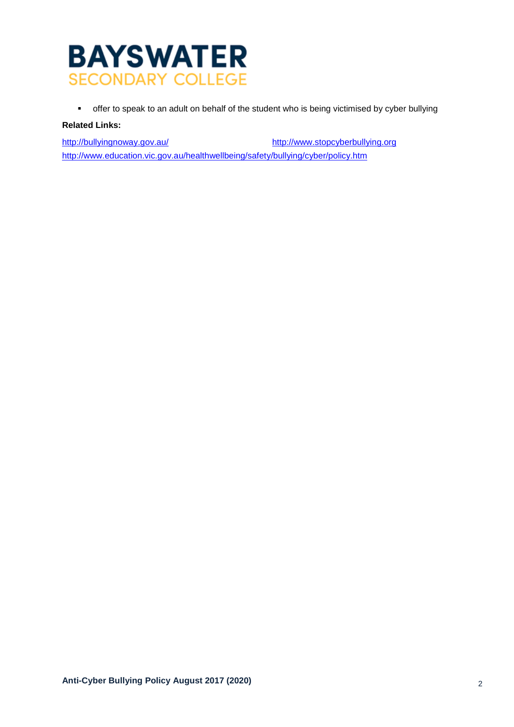- offer to speak to an adult on behalf of the student who is being victimised by cyber bullying

**Related Links:**

http://bullyingnoway.gov.au/ http://www.stopcyberbullying.org
http://www.education.vic.gov.au/healthwellbeing/safety/bullying/cyber/policy.htm